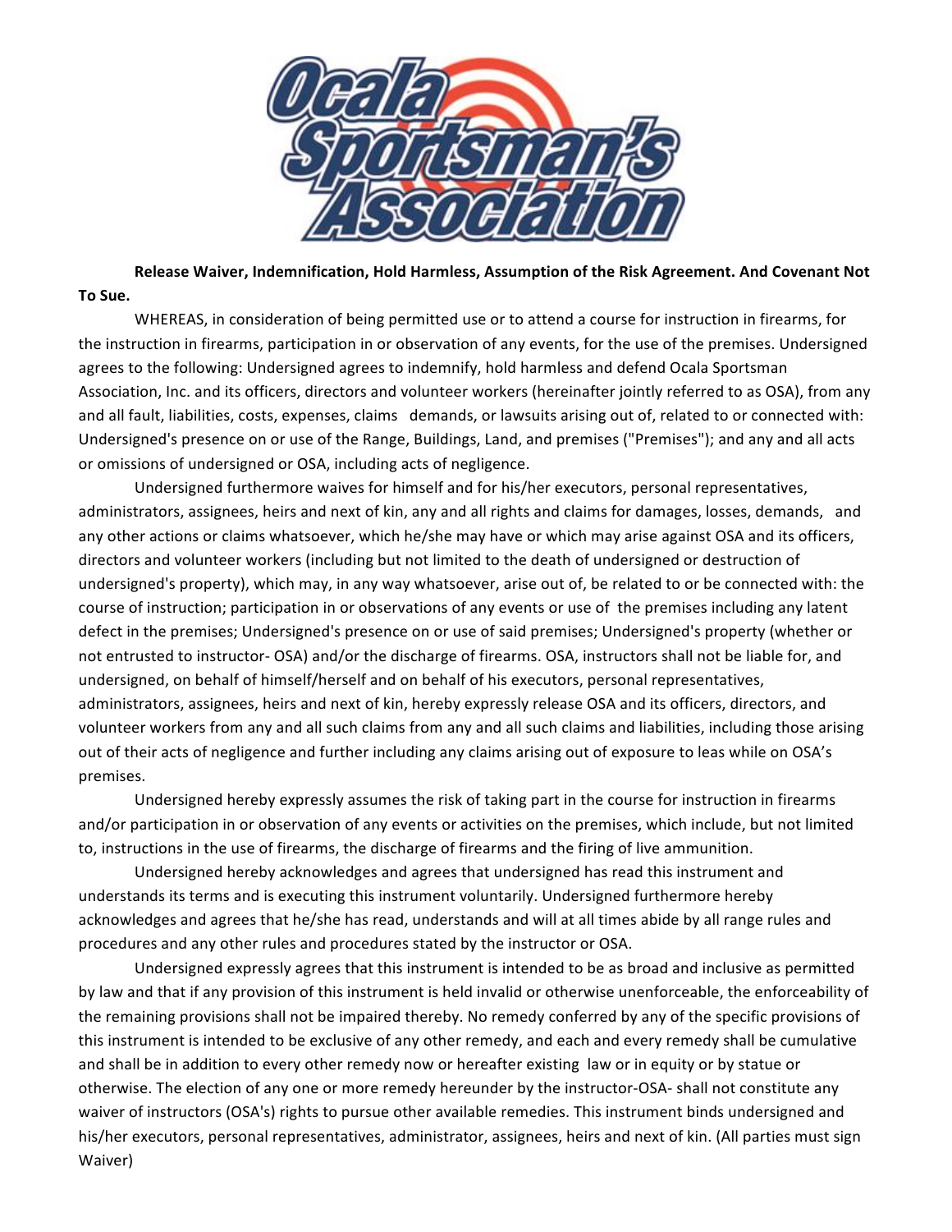# Ocala Sportsman's Association

**Release Waiver, Indemnification, Hold Harmless, Assumption of the Risk Agreement. And Covenant Not To Sue.**

WHEREAS, in consideration of being permitted use or to attend a course for instruction in firearms, for the instruction in firearms, participation in or observation of any events, for the use of the premises. Undersigned agrees to the following: Undersigned agrees to indemnify, hold harmless and defend Ocala Sportsman Association, Inc. and its officers, directors and volunteer workers (hereinafter jointly referred to as OSA), from any and all fault, liabilities, costs, expenses, claims demands, or lawsuits arising out of, related to or connected with: Undersigned's presence on or use of the Range, Buildings, Land, and premises ("Premises"); and any and all acts or omissions of undersigned or OSA, including acts of negligence.

Undersigned furthermore waives for himself and for his/her executors, personal representatives, administrators, assignees, heirs and next of kin, any and all rights and claims for damages, losses, demands, and any other actions or claims whatsoever, which he/she may have or which may arise against OSA and its officers, directors and volunteer workers (including but not limited to the death of undersigned or destruction of undersigned's property), which may, in any way whatsoever, arise out of, be related to or be connected with: the course of instruction; participation in or observations of any events or use of the premises including any latent defect in the premises; Undersigned's presence on or use of said premises; Undersigned's property (whether or not entrusted to instructor- OSA) and/or the discharge of firearms. OSA, instructors shall not be liable for, and undersigned, on behalf of himself/herself and on behalf of his executors, personal representatives, administrators, assignees, heirs and next of kin, hereby expressly release OSA and its officers, directors, and volunteer workers from any and all such claims from any and all such claims and liabilities, including those arising out of their acts of negligence and further including any claims arising out of exposure to leas while on OSA's premises.

Undersigned hereby expressly assumes the risk of taking part in the course for instruction in firearms and/or participation in or observation of any events or activities on the premises, which include, but not limited to, instructions in the use of firearms, the discharge of firearms and the firing of live ammunition.

Undersigned hereby acknowledges and agrees that undersigned has read this instrument and understands its terms and is executing this instrument voluntarily. Undersigned furthermore hereby acknowledges and agrees that he/she has read, understands and will at all times abide by all range rules and procedures and any other rules and procedures stated by the instructor or OSA.

Undersigned expressly agrees that this instrument is intended to be as broad and inclusive as permitted by law and that if any provision of this instrument is held invalid or otherwise unenforceable, the enforceability of the remaining provisions shall not be impaired thereby. No remedy conferred by any of the specific provisions of this instrument is intended to be exclusive of any other remedy, and each and every remedy shall be cumulative and shall be in addition to every other remedy now or hereafter existing law or in equity or by statue or otherwise. The election of any one or more remedy hereunder by the instructor-OSA- shall not constitute any waiver of instructors (OSA's) rights to pursue other available remedies. This instrument binds undersigned and his/her executors, personal representatives, administrator, assignees, heirs and next of kin. (All parties must sign Waiver)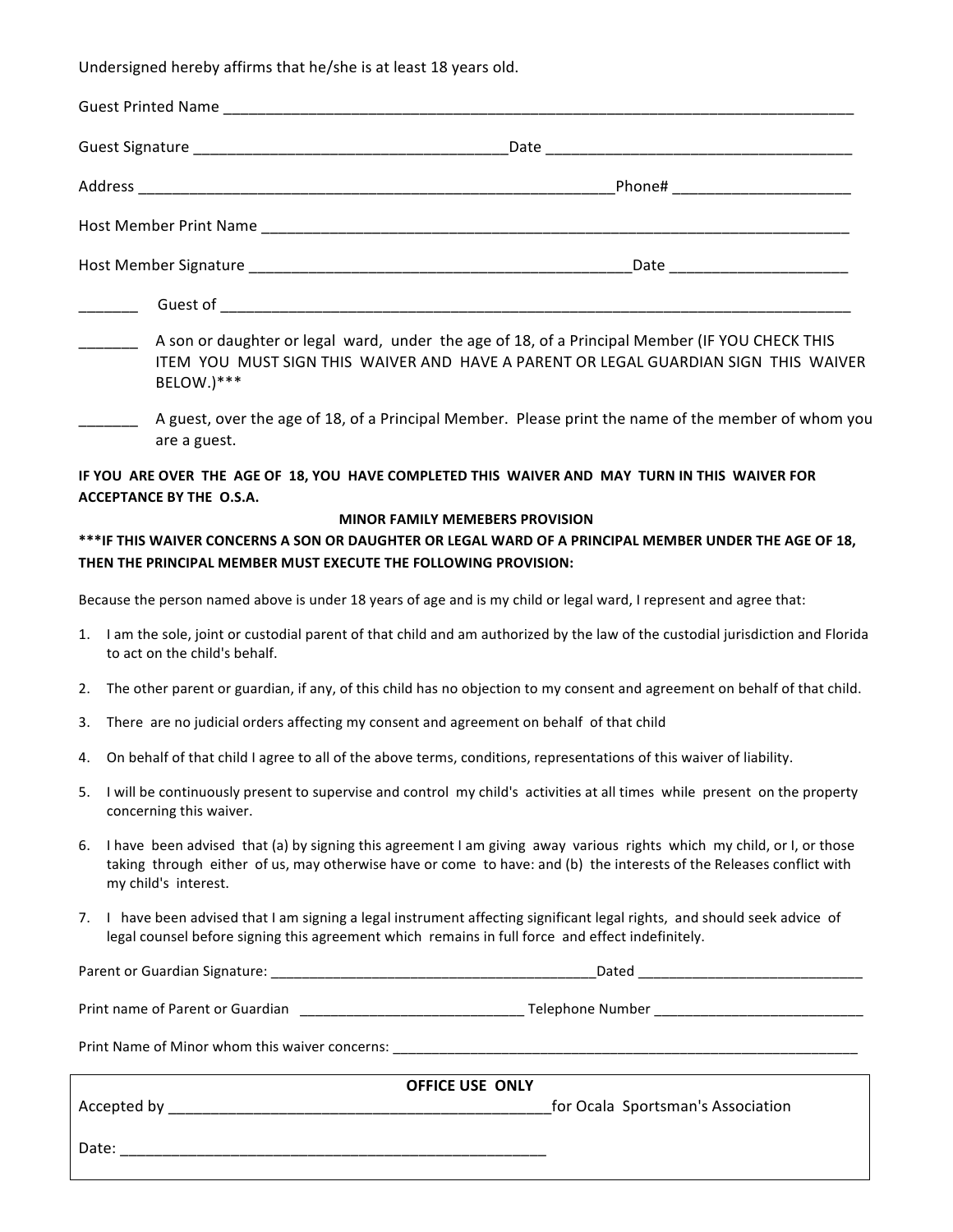Undersigned hereby affirms that he/she is at least 18 years old.

Guest Printed Name ______________________________________________________________________________

Guest Signature ____________________________________Date ____________________________________

Address _____________________________________________________________Phone# _____________________

Host Member Print Name __________________________________________________________________________

Host Member Signature ______________________________________________Date _____________________

_______ Guest of ________________________________________________________________________________

_______ A son or daughter or legal ward, under the age of 18, of a Principal Member (IF YOU CHECK THIS ITEM YOU MUST SIGN THIS WAIVER AND HAVE A PARENT OR LEGAL GUARDIAN SIGN THIS WAIVER BELOW.)***

_______ A guest, over the age of 18, of a Principal Member. Please print the name of the member of whom you are a guest.

**IF YOU ARE OVER THE AGE OF 18, YOU HAVE COMPLETED THIS WAIVER AND MAY TURN IN THIS WAIVER FOR ACCEPTANCE BY THE O.S.A.**

**MINOR FAMILY MEMEBERS PROVISION**

**\*\*\*IF THIS WAIVER CONCERNS A SON OR DAUGHTER OR LEGAL WARD OF A PRINCIPAL MEMBER UNDER THE AGE OF 18, THEN THE PRINCIPAL MEMBER MUST EXECUTE THE FOLLOWING PROVISION:**

Because the person named above is under 18 years of age and is my child or legal ward, I represent and agree that:

1. I am the sole, joint or custodial parent of that child and am authorized by the law of the custodial jurisdiction and Florida to act on the child's behalf.
2. The other parent or guardian, if any, of this child has no objection to my consent and agreement on behalf of that child.
3. There are no judicial orders affecting my consent and agreement on behalf of that child
4. On behalf of that child I agree to all of the above terms, conditions, representations of this waiver of liability.
5. I will be continuously present to supervise and control my child's activities at all times while present on the property concerning this waiver.
6. I have been advised that (a) by signing this agreement I am giving away various rights which my child, or I, or those taking through either of us, may otherwise have or come to have: and (b) the interests of the Releases conflict with my child's interest.
7. I have been advised that I am signing a legal instrument affecting significant legal rights, and should seek advice of legal counsel before signing this agreement which remains in full force and effect indefinitely.

Parent or Guardian Signature: ____________________________________________Dated _____________________________

Print name of Parent or Guardian ______________________________ Telephone Number ___________________________

Print Name of Minor whom this waiver concerns: _________________________________________________________________

**OFFICE USE ONLY**

Accepted by _______________________________________________for Ocala Sportsman's Association

Date: ____________________________________________________